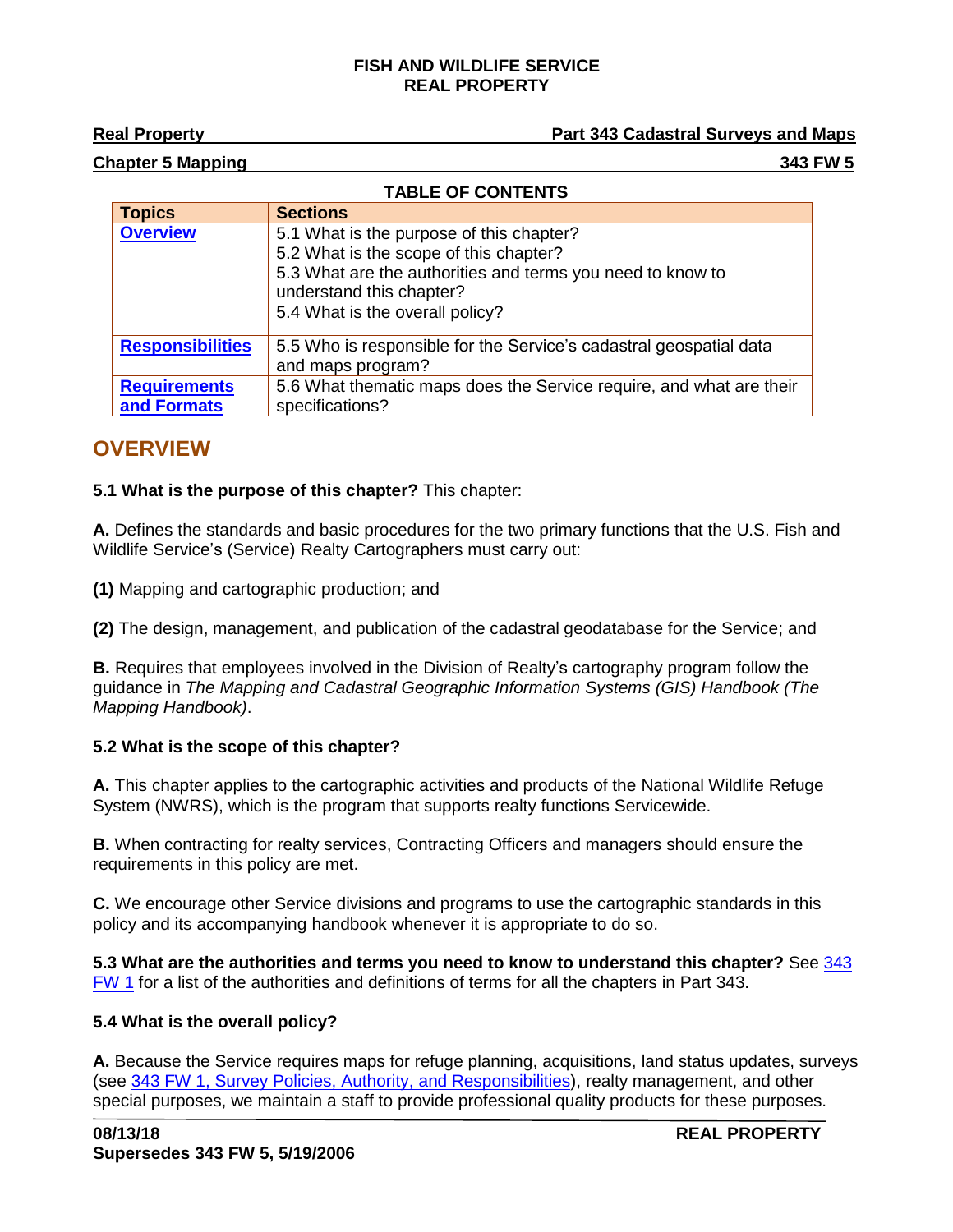**FISH AND WILDLIFE SERVICE**
**REAL PROPERTY**

**Real Property** **Part 343 Cadastral Surveys and Maps**

**Chapter 5 Mapping** **343 FW 5**

**TABLE OF CONTENTS**

| Topics | Sections |
|---|---|
| [Overview](#) | 5.1 What is the purpose of this chapter?<br>5.2 What is the scope of this chapter?<br>5.3 What are the authorities and terms you need to know to understand this chapter?<br>5.4 What is the overall policy? |
| [Responsibilities](#) | 5.5 Who is responsible for the Service's cadastral geospatial data and maps program? |
| [Requirements and Formats](#) | 5.6 What thematic maps does the Service require, and what are their specifications? |

## OVERVIEW

**5.1 What is the purpose of this chapter?** This chapter:

**A.** Defines the standards and basic procedures for the two primary functions that the U.S. Fish and Wildlife Service's (Service) Realty Cartographers must carry out:

**(1)** Mapping and cartographic production; and

**(2)** The design, management, and publication of the cadastral geodatabase for the Service; and

**B.** Requires that employees involved in the Division of Realty's cartography program follow the guidance in *The Mapping and Cadastral Geographic Information Systems (GIS) Handbook (The Mapping Handbook)*.

**5.2 What is the scope of this chapter?**

**A.** This chapter applies to the cartographic activities and products of the National Wildlife Refuge System (NWRS), which is the program that supports realty functions Servicewide.

**B.** When contracting for realty services, Contracting Officers and managers should ensure the requirements in this policy are met.

**C.** We encourage other Service divisions and programs to use the cartographic standards in this policy and its accompanying handbook whenever it is appropriate to do so.

**5.3 What are the authorities and terms you need to know to understand this chapter?** See [343 FW 1](#) for a list of the authorities and definitions of terms for all the chapters in Part 343.

**5.4 What is the overall policy?**

**A.** Because the Service requires maps for refuge planning, acquisitions, land status updates, surveys (see [343 FW 1, Survey Policies, Authority, and Responsibilities](#)), realty management, and other special purposes, we maintain a staff to provide professional quality products for these purposes.

**08/13/18**
**Supersedes 343 FW 5, 5/19/2006**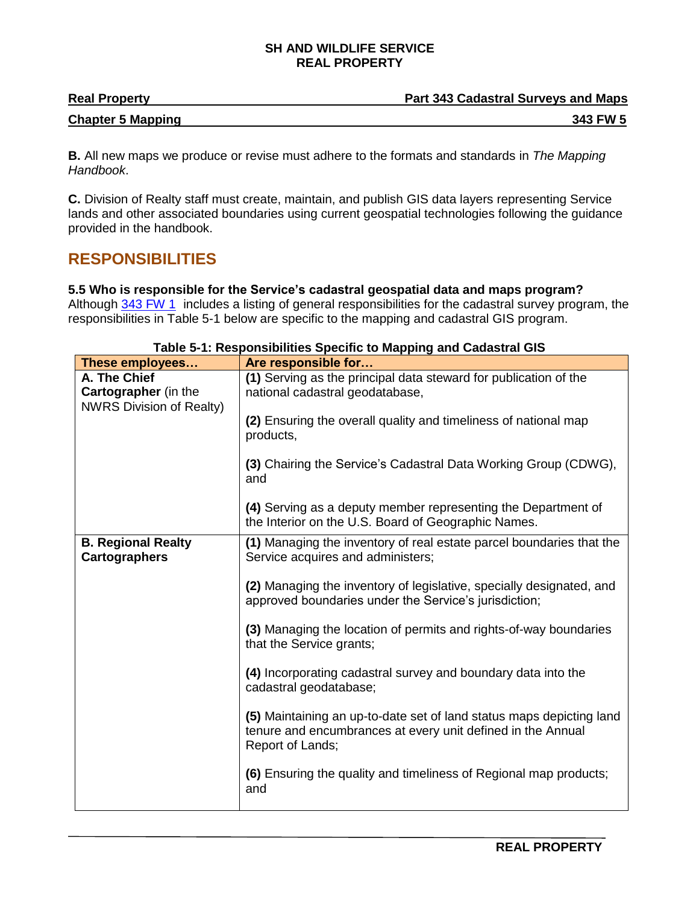**B.** All new maps we produce or revise must adhere to the formats and standards in *The Mapping Handbook*.

**C.** Division of Realty staff must create, maintain, and publish GIS data layers representing Service lands and other associated boundaries using current geospatial technologies following the guidance provided in the handbook.

## RESPONSIBILITIES

**5.5 Who is responsible for the Service's cadastral geospatial data and maps program?**
Although 343 FW 1 includes a listing of general responsibilities for the cadastral survey program, the responsibilities in Table 5-1 below are specific to the mapping and cadastral GIS program.

**Table 5-1: Responsibilities Specific to Mapping and Cadastral GIS**

| These employees… | Are responsible for… |
|---|---|
| **A. The Chief Cartographer** (in the NWRS Division of Realty) | **(1)** Serving as the principal data steward for publication of the national cadastral geodatabase,<br><br>**(2)** Ensuring the overall quality and timeliness of national map products,<br><br>**(3)** Chairing the Service's Cadastral Data Working Group (CDWG), and<br><br>**(4)** Serving as a deputy member representing the Department of the Interior on the U.S. Board of Geographic Names. |
| **B. Regional Realty Cartographers** | **(1)** Managing the inventory of real estate parcel boundaries that the Service acquires and administers;<br><br>**(2)** Managing the inventory of legislative, specially designated, and approved boundaries under the Service's jurisdiction;<br><br>**(3)** Managing the location of permits and rights-of-way boundaries that the Service grants;<br><br>**(4)** Incorporating cadastral survey and boundary data into the cadastral geodatabase;<br><br>**(5)** Maintaining an up-to-date set of land status maps depicting land tenure and encumbrances at every unit defined in the Annual Report of Lands;<br><br>**(6)** Ensuring the quality and timeliness of Regional map products; and |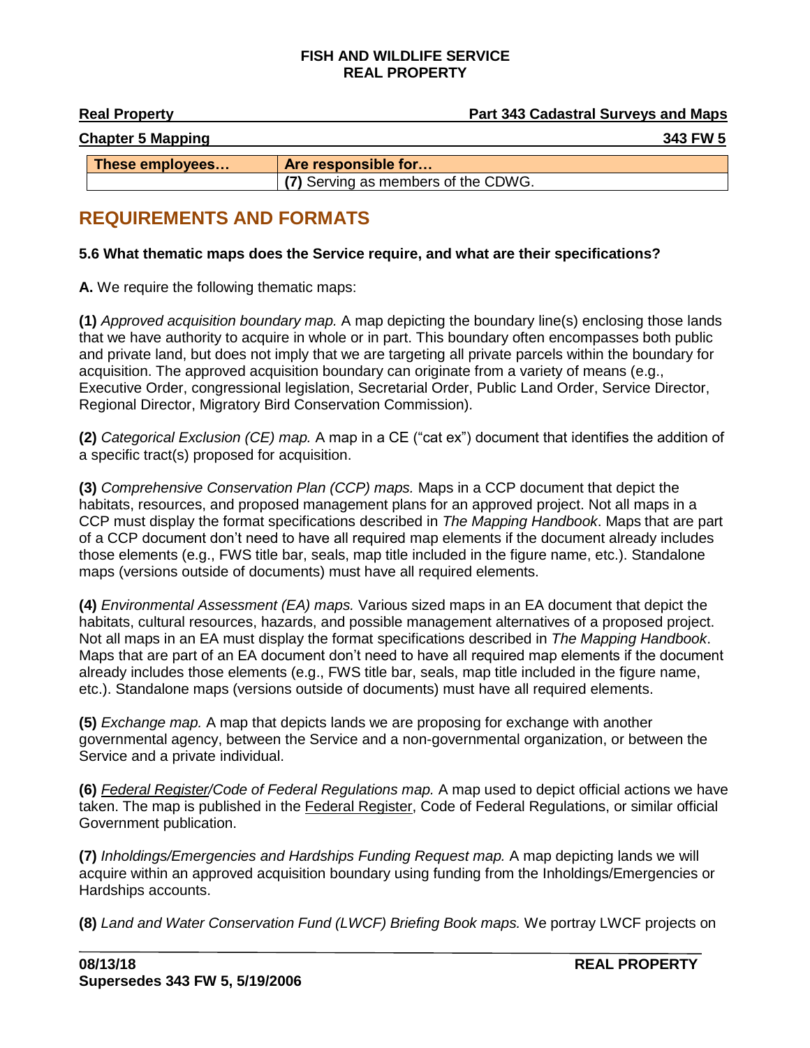| These employees… | Are responsible for… |
| --- | --- |
| | **(7)** Serving as members of the CDWG. |

## REQUIREMENTS AND FORMATS

**5.6 What thematic maps does the Service require, and what are their specifications?**

**A.** We require the following thematic maps:

**(1)** *Approved acquisition boundary map.* A map depicting the boundary line(s) enclosing those lands that we have authority to acquire in whole or in part. This boundary often encompasses both public and private land, but does not imply that we are targeting all private parcels within the boundary for acquisition. The approved acquisition boundary can originate from a variety of means (e.g., Executive Order, congressional legislation, Secretarial Order, Public Land Order, Service Director, Regional Director, Migratory Bird Conservation Commission).

**(2)** *Categorical Exclusion (CE) map.* A map in a CE ("cat ex") document that identifies the addition of a specific tract(s) proposed for acquisition.

**(3)** *Comprehensive Conservation Plan (CCP) maps.* Maps in a CCP document that depict the habitats, resources, and proposed management plans for an approved project. Not all maps in a CCP must display the format specifications described in *The Mapping Handbook*. Maps that are part of a CCP document don't need to have all required map elements if the document already includes those elements (e.g., FWS title bar, seals, map title included in the figure name, etc.). Standalone maps (versions outside of documents) must have all required elements.

**(4)** *Environmental Assessment (EA) maps.* Various sized maps in an EA document that depict the habitats, cultural resources, hazards, and possible management alternatives of a proposed project. Not all maps in an EA must display the format specifications described in *The Mapping Handbook*. Maps that are part of an EA document don't need to have all required map elements if the document already includes those elements (e.g., FWS title bar, seals, map title included in the figure name, etc.). Standalone maps (versions outside of documents) must have all required elements.

**(5)** *Exchange map.* A map that depicts lands we are proposing for exchange with another governmental agency, between the Service and a non-governmental organization, or between the Service and a private individual.

**(6)** *Federal Register/Code of Federal Regulations map.* A map used to depict official actions we have taken. The map is published in the Federal Register, Code of Federal Regulations, or similar official Government publication.

**(7)** *Inholdings/Emergencies and Hardships Funding Request map.* A map depicting lands we will acquire within an approved acquisition boundary using funding from the Inholdings/Emergencies or Hardships accounts.

**(8)** *Land and Water Conservation Fund (LWCF) Briefing Book maps.* We portray LWCF projects on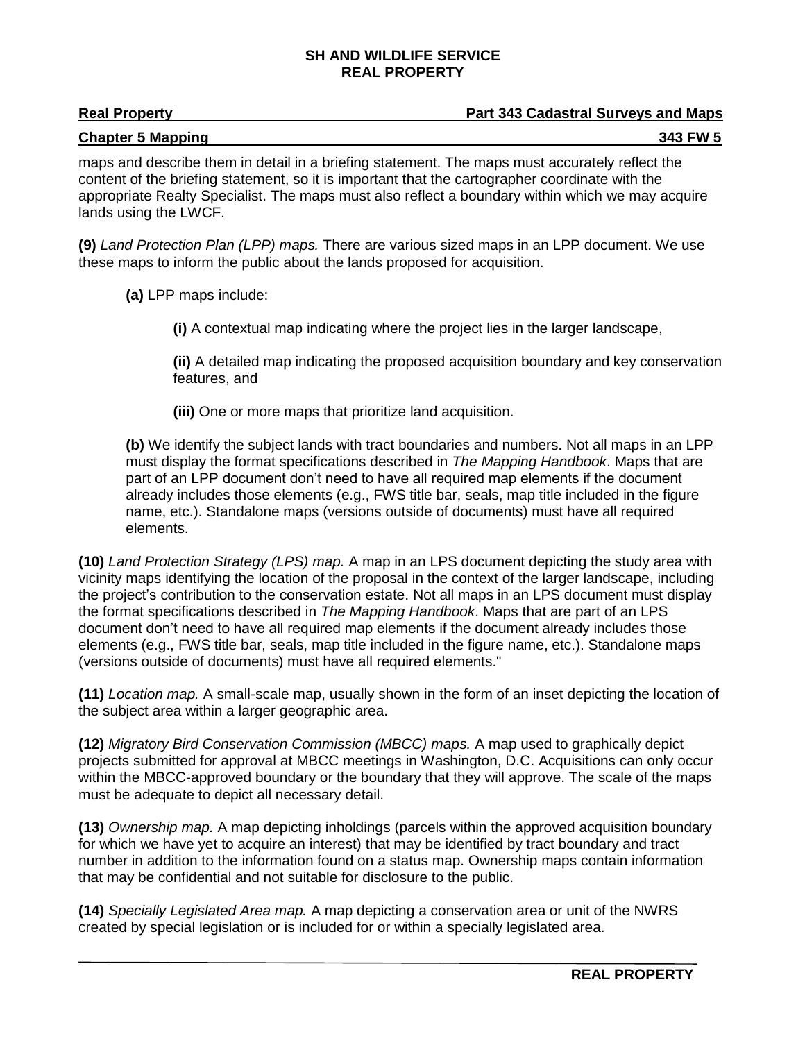maps and describe them in detail in a briefing statement. The maps must accurately reflect the content of the briefing statement, so it is important that the cartographer coordinate with the appropriate Realty Specialist. The maps must also reflect a boundary within which we may acquire lands using the LWCF.

**(9)** *Land Protection Plan (LPP) maps.* There are various sized maps in an LPP document. We use these maps to inform the public about the lands proposed for acquisition.

**(a)** LPP maps include:

**(i)** A contextual map indicating where the project lies in the larger landscape,

**(ii)** A detailed map indicating the proposed acquisition boundary and key conservation features, and

**(iii)** One or more maps that prioritize land acquisition.

**(b)** We identify the subject lands with tract boundaries and numbers. Not all maps in an LPP must display the format specifications described in *The Mapping Handbook*. Maps that are part of an LPP document don't need to have all required map elements if the document already includes those elements (e.g., FWS title bar, seals, map title included in the figure name, etc.). Standalone maps (versions outside of documents) must have all required elements.

**(10)** *Land Protection Strategy (LPS) map.* A map in an LPS document depicting the study area with vicinity maps identifying the location of the proposal in the context of the larger landscape, including the project's contribution to the conservation estate. Not all maps in an LPS document must display the format specifications described in *The Mapping Handbook*. Maps that are part of an LPS document don't need to have all required map elements if the document already includes those elements (e.g., FWS title bar, seals, map title included in the figure name, etc.). Standalone maps (versions outside of documents) must have all required elements."

**(11)** *Location map.* A small-scale map, usually shown in the form of an inset depicting the location of the subject area within a larger geographic area.

**(12)** *Migratory Bird Conservation Commission (MBCC) maps.* A map used to graphically depict projects submitted for approval at MBCC meetings in Washington, D.C. Acquisitions can only occur within the MBCC-approved boundary or the boundary that they will approve. The scale of the maps must be adequate to depict all necessary detail.

**(13)** *Ownership map.* A map depicting inholdings (parcels within the approved acquisition boundary for which we have yet to acquire an interest) that may be identified by tract boundary and tract number in addition to the information found on a status map. Ownership maps contain information that may be confidential and not suitable for disclosure to the public.

**(14)** *Specially Legislated Area map.* A map depicting a conservation area or unit of the NWRS created by special legislation or is included for or within a specially legislated area.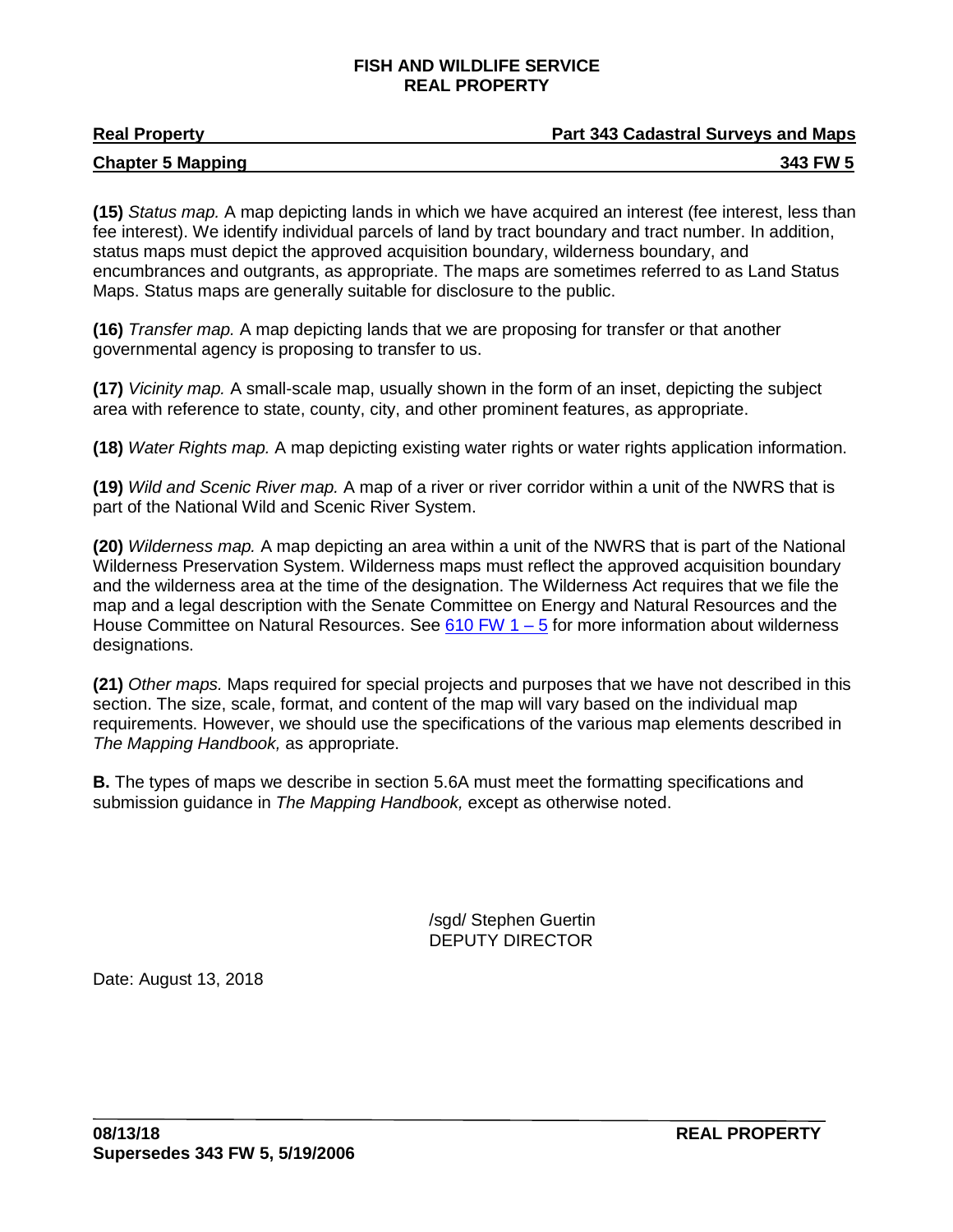**(15)** *Status map.* A map depicting lands in which we have acquired an interest (fee interest, less than fee interest). We identify individual parcels of land by tract boundary and tract number. In addition, status maps must depict the approved acquisition boundary, wilderness boundary, and encumbrances and outgrants, as appropriate. The maps are sometimes referred to as Land Status Maps. Status maps are generally suitable for disclosure to the public.

**(16)** *Transfer map.* A map depicting lands that we are proposing for transfer or that another governmental agency is proposing to transfer to us.

**(17)** *Vicinity map.* A small-scale map, usually shown in the form of an inset, depicting the subject area with reference to state, county, city, and other prominent features, as appropriate.

**(18)** *Water Rights map.* A map depicting existing water rights or water rights application information.

**(19)** *Wild and Scenic River map.* A map of a river or river corridor within a unit of the NWRS that is part of the National Wild and Scenic River System.

**(20)** *Wilderness map.* A map depicting an area within a unit of the NWRS that is part of the National Wilderness Preservation System. Wilderness maps must reflect the approved acquisition boundary and the wilderness area at the time of the designation. The Wilderness Act requires that we file the map and a legal description with the Senate Committee on Energy and Natural Resources and the House Committee on Natural Resources. See 610 FW 1 – 5 for more information about wilderness designations.

**(21)** *Other maps.* Maps required for special projects and purposes that we have not described in this section. The size, scale, format, and content of the map will vary based on the individual map requirements. However, we should use the specifications of the various map elements described in *The Mapping Handbook,* as appropriate.

**B.** The types of maps we describe in section 5.6A must meet the formatting specifications and submission guidance in *The Mapping Handbook,* except as otherwise noted.

/sgd/ Stephen Guertin
DEPUTY DIRECTOR

Date: August 13, 2018

**Supersedes 343 FW 5, 5/19/2006**